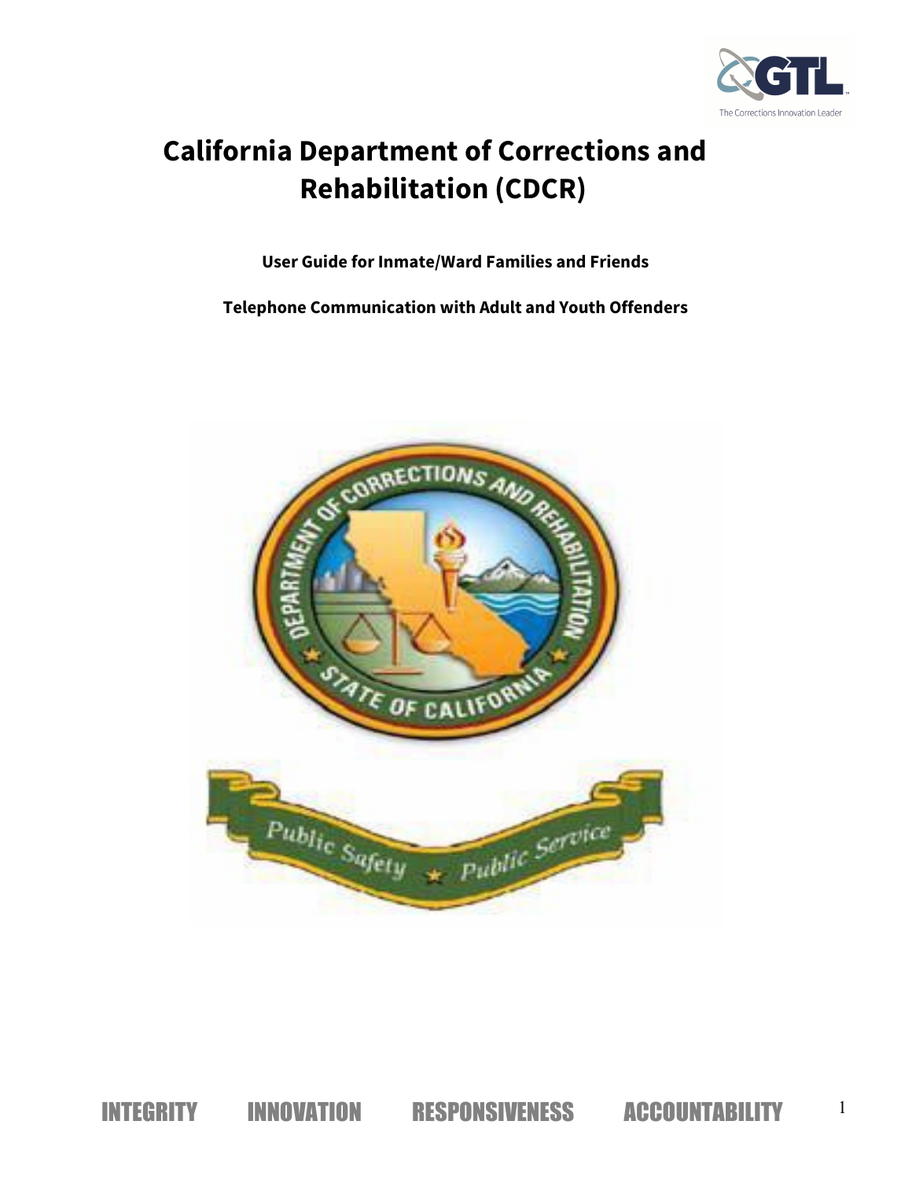# California Department of Corrections and Rehabilitation (CDCR)

**User Guide for Inmate/Ward Families and Friends**

**Telephone Communication with Adult and Youth Offenders**

INTEGRITY INNOVATION RESPONSIVENESS ACCOUNTABILITY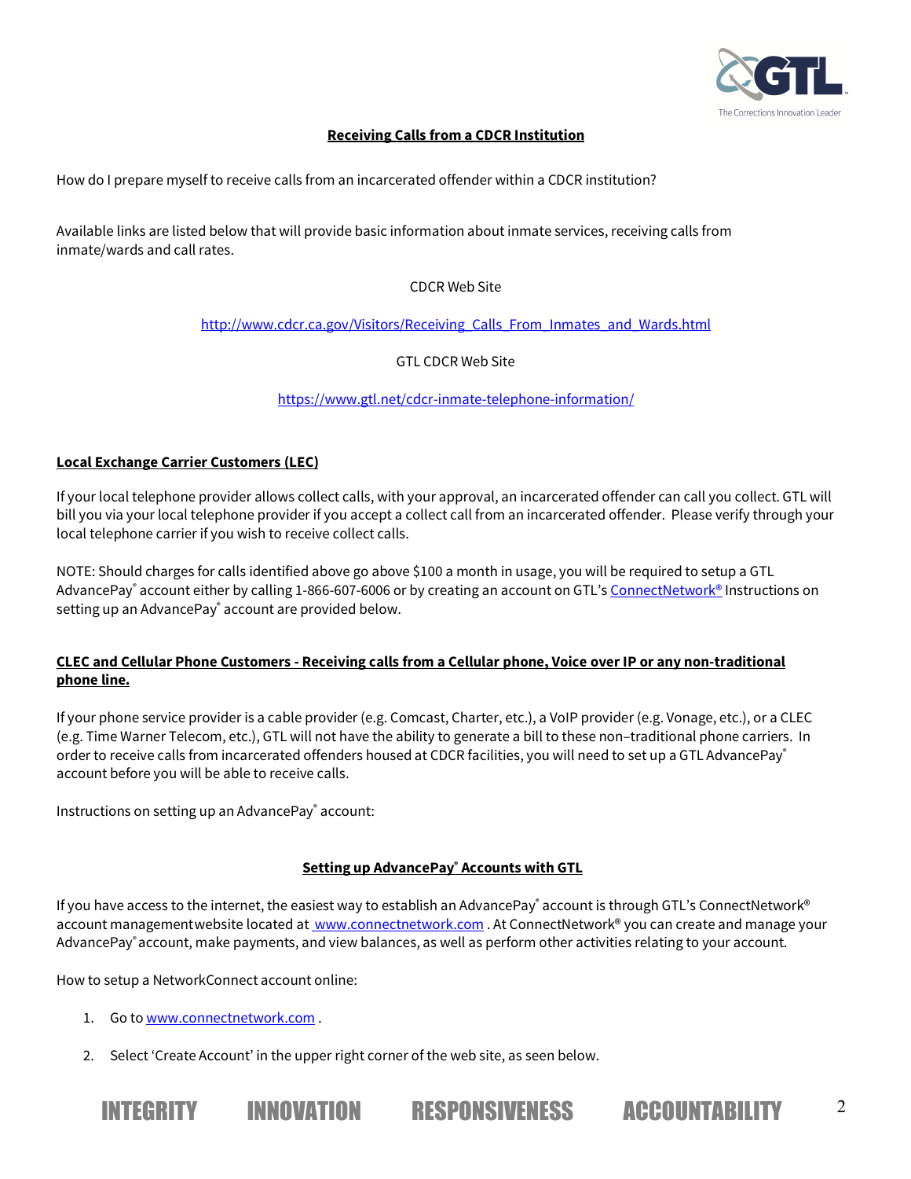## Receiving Calls from a CDCR Institution

How do I prepare myself to receive calls from an incarcerated offender within a CDCR institution?

Available links are listed below that will provide basic information about inmate services, receiving calls from inmate/wards and call rates.

CDCR Web Site

http://www.cdcr.ca.gov/Visitors/Receiving_Calls_From_Inmates_and_Wards.html

GTL CDCR Web Site

https://www.gtl.net/cdcr-inmate-telephone-information/

### Local Exchange Carrier Customers (LEC)

If your local telephone provider allows collect calls, with your approval, an incarcerated offender can call you collect. GTL will bill you via your local telephone provider if you accept a collect call from an incarcerated offender. Please verify through your local telephone carrier if you wish to receive collect calls.

NOTE: Should charges for calls identified above go above $100 a month in usage, you will be required to setup a GTL AdvancePay® account either by calling 1-866-607-6006 or by creating an account on GTL's ConnectNetwork® Instructions on setting up an AdvancePay® account are provided below.

### CLEC and Cellular Phone Customers - Receiving calls from a Cellular phone, Voice over IP or any non-traditional phone line.

If your phone service provider is a cable provider (e.g. Comcast, Charter, etc.), a VoIP provider (e.g. Vonage, etc.), or a CLEC (e.g. Time Warner Telecom, etc.), GTL will not have the ability to generate a bill to these non–traditional phone carriers. In order to receive calls from incarcerated offenders housed at CDCR facilities, you will need to set up a GTL AdvancePay® account before you will be able to receive calls.

Instructions on setting up an AdvancePay® account:

### Setting up AdvancePay® Accounts with GTL

If you have access to the internet, the easiest way to establish an AdvancePay® account is through GTL's ConnectNetwork® account managementwebsite located at www.connectnetwork.com . At ConnectNetwork® you can create and manage your AdvancePay® account, make payments, and view balances, as well as perform other activities relating to your account.

How to setup a NetworkConnect account online:

1. Go to www.connectnetwork.com .
2. Select 'Create Account' in the upper right corner of the web site, as seen below.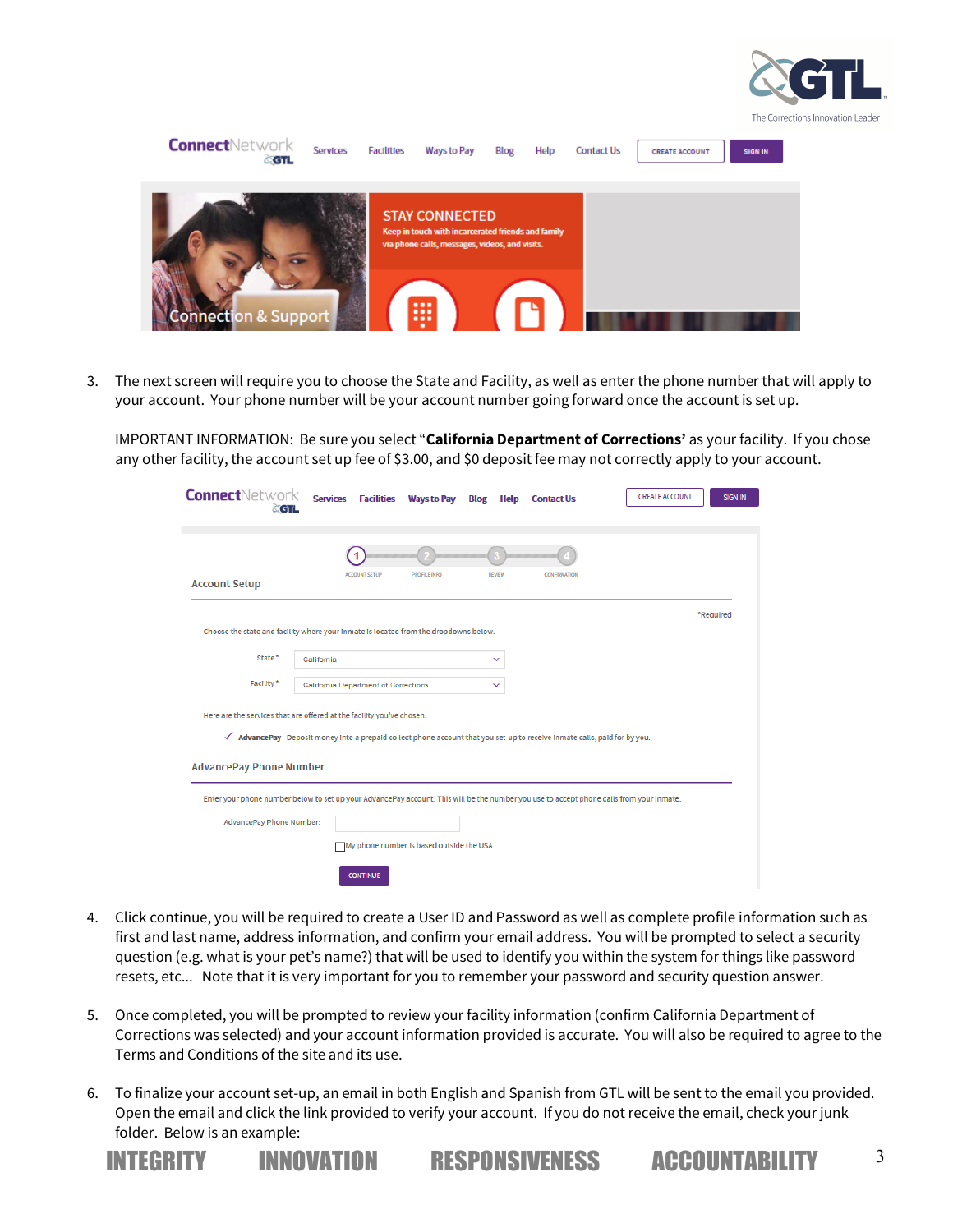3. The next screen will require you to choose the State and Facility, as well as enter the phone number that will apply to your account. Your phone number will be your account number going forward once the account is set up.

   IMPORTANT INFORMATION: Be sure you select "**California Department of Corrections'** as your facility. If you chose any other facility, the account set up fee of $3.00, and $0 deposit fee may not correctly apply to your account.

4. Click continue, you will be required to create a User ID and Password as well as complete profile information such as first and last name, address information, and confirm your email address. You will be prompted to select a security question (e.g. what is your pet's name?) that will be used to identify you within the system for things like password resets, etc... Note that it is very important for you to remember your password and security question answer.

5. Once completed, you will be prompted to review your facility information (confirm California Department of Corrections was selected) and your account information provided is accurate. You will also be required to agree to the Terms and Conditions of the site and its use.

6. To finalize your account set-up, an email in both English and Spanish from GTL will be sent to the email you provided. Open the email and click the link provided to verify your account. If you do not receive the email, check your junk folder. Below is an example: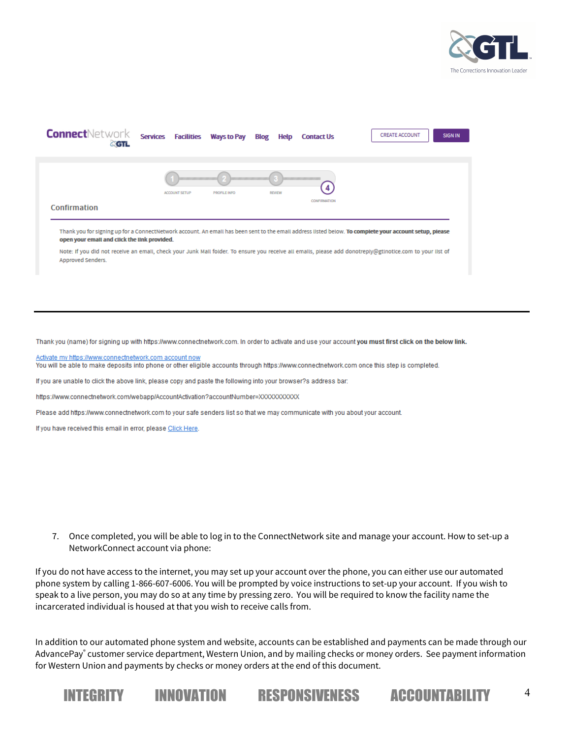ConnectNetwork GTL — Services | Facilities | Ways to Pay | Blog | Help | Contact Us — CREATE ACCOUNT | SIGN IN

1 ACCOUNT SETUP — 2 PROFILE INFO — 3 REVIEW — 4 CONFIRMATION

**Confirmation**

Thank you for signing up for a ConnectNetwork account. An email has been sent to the email address listed below. **To complete your account setup, please open your email and click the link provided.**

Note: If you did not receive an email, check your Junk Mail folder. To ensure you receive all emails, please add donotreply@gtlnotice.com to your list of Approved Senders.

---

Thank you (name) for signing up with https://www.connectnetwork.com. In order to activate and use your account **you must first click on the below link.**

Activate my https://www.connectnetwork.com account now
You will be able to make deposits into phone or other eligible accounts through https://www.connectnetwork.com once this step is completed.

If you are unable to click the above link, please copy and paste the following into your browser?s address bar:

https://www.connectnetwork.com/webapp/AccountActivation?accountNumber=XXXXXXXXXXX

Please add https://www.connectnetwork.com to your safe senders list so that we may communicate with you about your account.

If you have received this email in error, please Click Here.

7. Once completed, you will be able to log in to the ConnectNetwork site and manage your account. How to set-up a NetworkConnect account via phone:

If you do not have access to the internet, you may set up your account over the phone, you can either use our automated phone system by calling 1-866-607-6006. You will be prompted by voice instructions to set-up your account. If you wish to speak to a live person, you may do so at any time by pressing zero. You will be required to know the facility name the incarcerated individual is housed at that you wish to receive calls from.

In addition to our automated phone system and website, accounts can be established and payments can be made through our AdvancePay® customer service department, Western Union, and by mailing checks or money orders. See payment information for Western Union and payments by checks or money orders at the end of this document.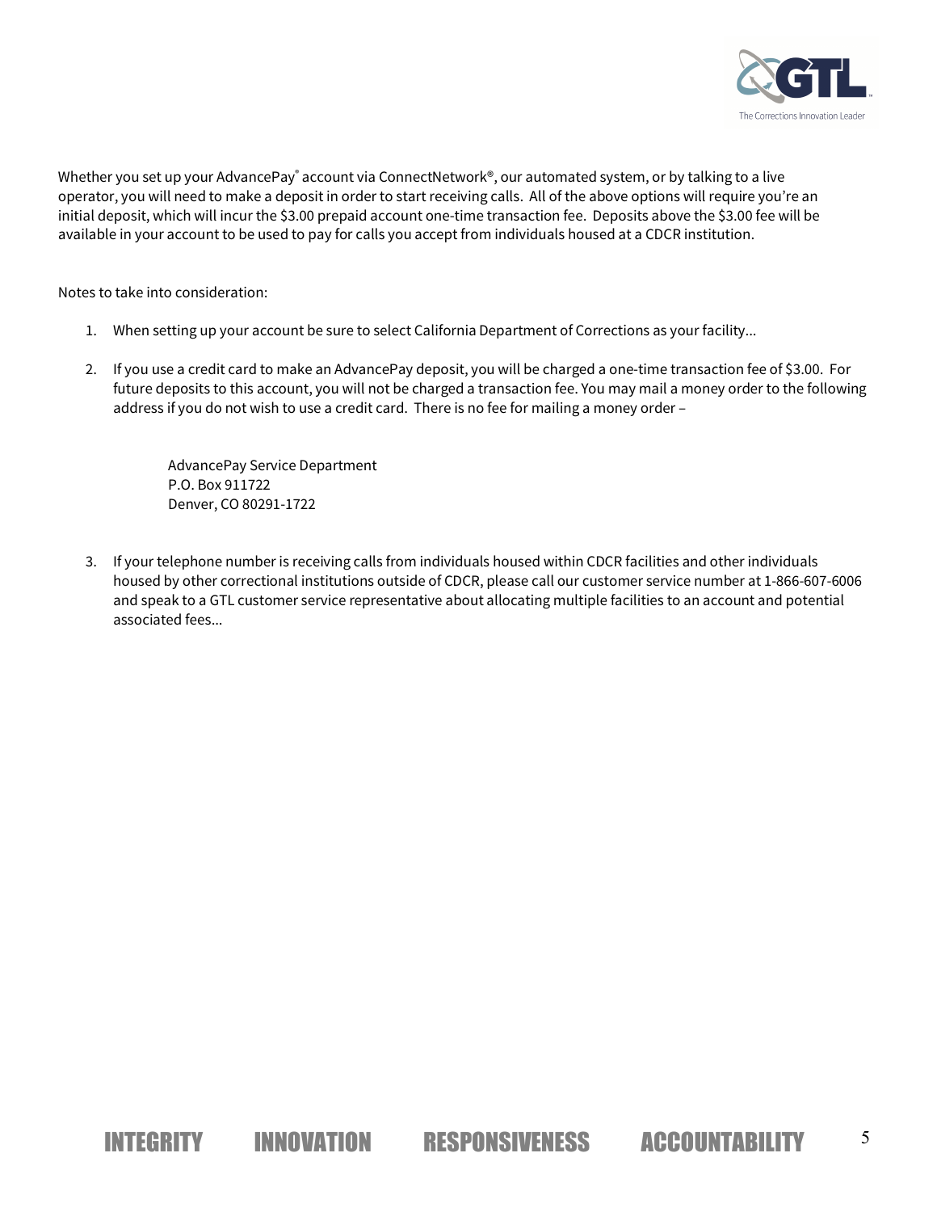Whether you set up your AdvancePay® account via ConnectNetwork®, our automated system, or by talking to a live operator, you will need to make a deposit in order to start receiving calls. All of the above options will require you're an initial deposit, which will incur the $3.00 prepaid account one-time transaction fee. Deposits above the $3.00 fee will be available in your account to be used to pay for calls you accept from individuals housed at a CDCR institution.

Notes to take into consideration:

1. When setting up your account be sure to select California Department of Corrections as your facility...

2. If you use a credit card to make an AdvancePay deposit, you will be charged a one-time transaction fee of $3.00. For future deposits to this account, you will not be charged a transaction fee. You may mail a money order to the following address if you do not wish to use a credit card. There is no fee for mailing a money order –

   AdvancePay Service Department
   P.O. Box 911722
   Denver, CO 80291-1722

3. If your telephone number is receiving calls from individuals housed within CDCR facilities and other individuals housed by other correctional institutions outside of CDCR, please call our customer service number at 1-866-607-6006 and speak to a GTL customer service representative about allocating multiple facilities to an account and potential associated fees...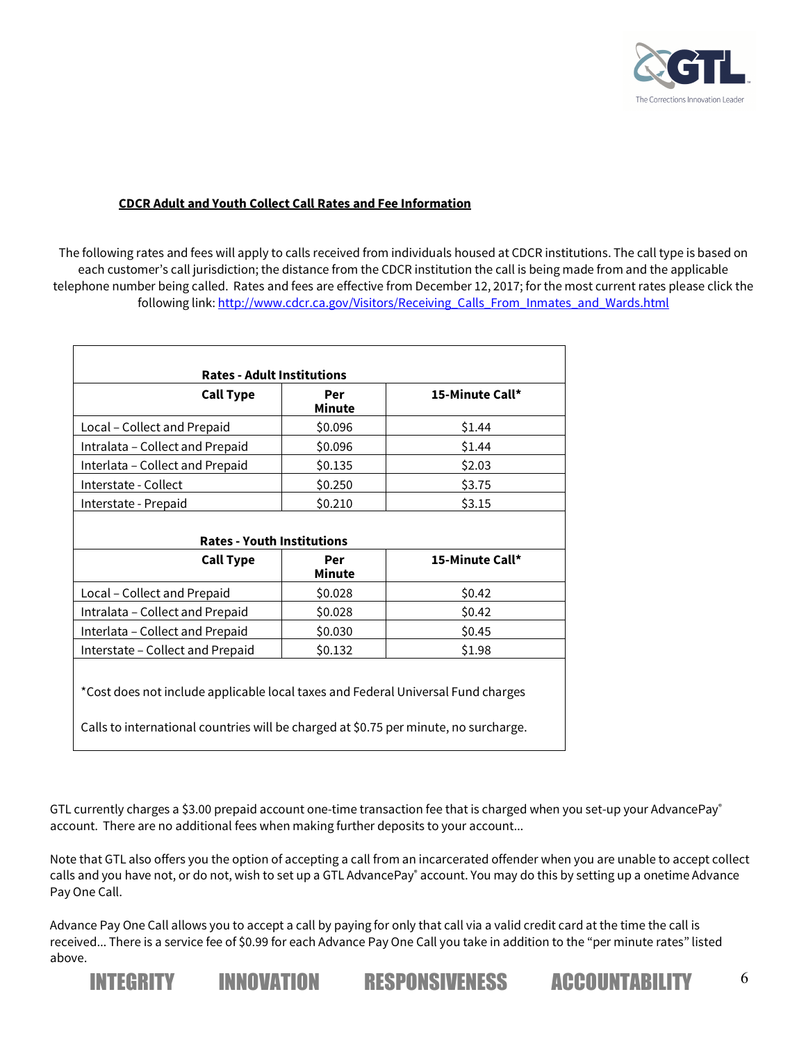**CDCR Adult and Youth Collect Call Rates and Fee Information**

The following rates and fees will apply to calls received from individuals housed at CDCR institutions. The call type is based on each customer's call jurisdiction; the distance from the CDCR institution the call is being made from and the applicable telephone number being called. Rates and fees are effective from December 12, 2017; for the most current rates please click the following link: http://www.cdcr.ca.gov/Visitors/Receiving_Calls_From_Inmates_and_Wards.html

| Rates - Adult Institutions | | |
|---|---|---|
| **Call Type** | **Per Minute** | **15-Minute Call*** |
| Local – Collect and Prepaid | $0.096 | $1.44 |
| Intralata – Collect and Prepaid | $0.096 | $1.44 |
| Interlata – Collect and Prepaid | $0.135 | $2.03 |
| Interstate - Collect | $0.250 | $3.75 |
| Interstate - Prepaid | $0.210 | $3.15 |
| **Rates - Youth Institutions** | | |
| **Call Type** | **Per Minute** | **15-Minute Call*** |
| Local – Collect and Prepaid | $0.028 | $0.42 |
| Intralata – Collect and Prepaid | $0.028 | $0.42 |
| Interlata – Collect and Prepaid | $0.030 | $0.45 |
| Interstate – Collect and Prepaid | $0.132 | $1.98 |

*Cost does not include applicable local taxes and Federal Universal Fund charges

Calls to international countries will be charged at $0.75 per minute, no surcharge.

GTL currently charges a $3.00 prepaid account one-time transaction fee that is charged when you set-up your AdvancePay® account. There are no additional fees when making further deposits to your account...

Note that GTL also offers you the option of accepting a call from an incarcerated offender when you are unable to accept collect calls and you have not, or do not, wish to set up a GTL AdvancePay® account. You may do this by setting up a onetime Advance Pay One Call.

Advance Pay One Call allows you to accept a call by paying for only that call via a valid credit card at the time the call is received... There is a service fee of $0.99 for each Advance Pay One Call you take in addition to the "per minute rates" listed above.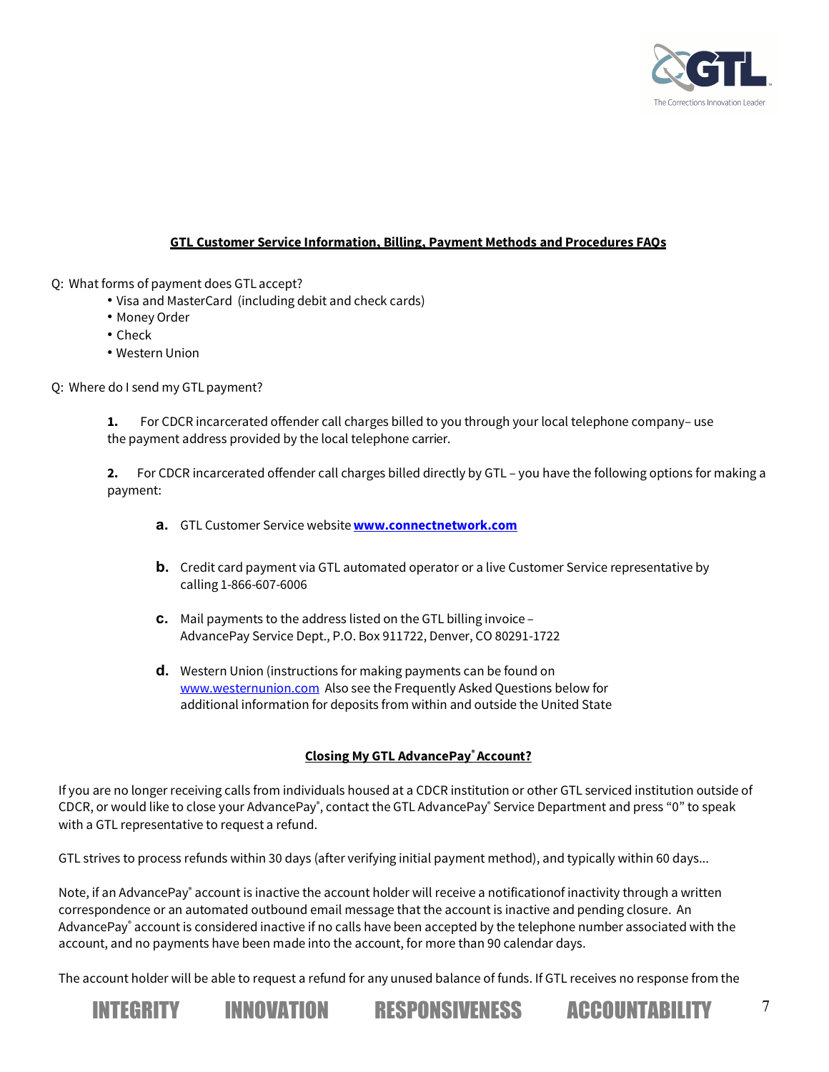## GTL Customer Service Information, Billing, Payment Methods and Procedures FAQs

Q: What forms of payment does GTL accept?

- Visa and MasterCard (including debit and check cards)
- Money Order
- Check
- Western Union

Q: Where do I send my GTL payment?

**1.** For CDCR incarcerated offender call charges billed to you through your local telephone company– use the payment address provided by the local telephone carrier.

**2.** For CDCR incarcerated offender call charges billed directly by GTL – you have the following options for making a payment:

**a.** GTL Customer Service website **www.connectnetwork.com**

**b.** Credit card payment via GTL automated operator or a live Customer Service representative by calling 1-866-607-6006

**c.** Mail payments to the address listed on the GTL billing invoice – AdvancePay Service Dept., P.O. Box 911722, Denver, CO 80291-1722

**d.** Western Union (instructions for making payments can be found on www.westernunion.com Also see the Frequently Asked Questions below for additional information for deposits from within and outside the United State

### Closing My GTL AdvancePay® Account?

If you are no longer receiving calls from individuals housed at a CDCR institution or other GTL serviced institution outside of CDCR, or would like to close your AdvancePay®, contact the GTL AdvancePay® Service Department and press "0" to speak with a GTL representative to request a refund.

GTL strives to process refunds within 30 days (after verifying initial payment method), and typically within 60 days...

Note, if an AdvancePay® account is inactive the account holder will receive a notificationof inactivity through a written correspondence or an automated outbound email message that the account is inactive and pending closure. An AdvancePay® account is considered inactive if no calls have been accepted by the telephone number associated with the account, and no payments have been made into the account, for more than 90 calendar days.

The account holder will be able to request a refund for any unused balance of funds. If GTL receives no response from the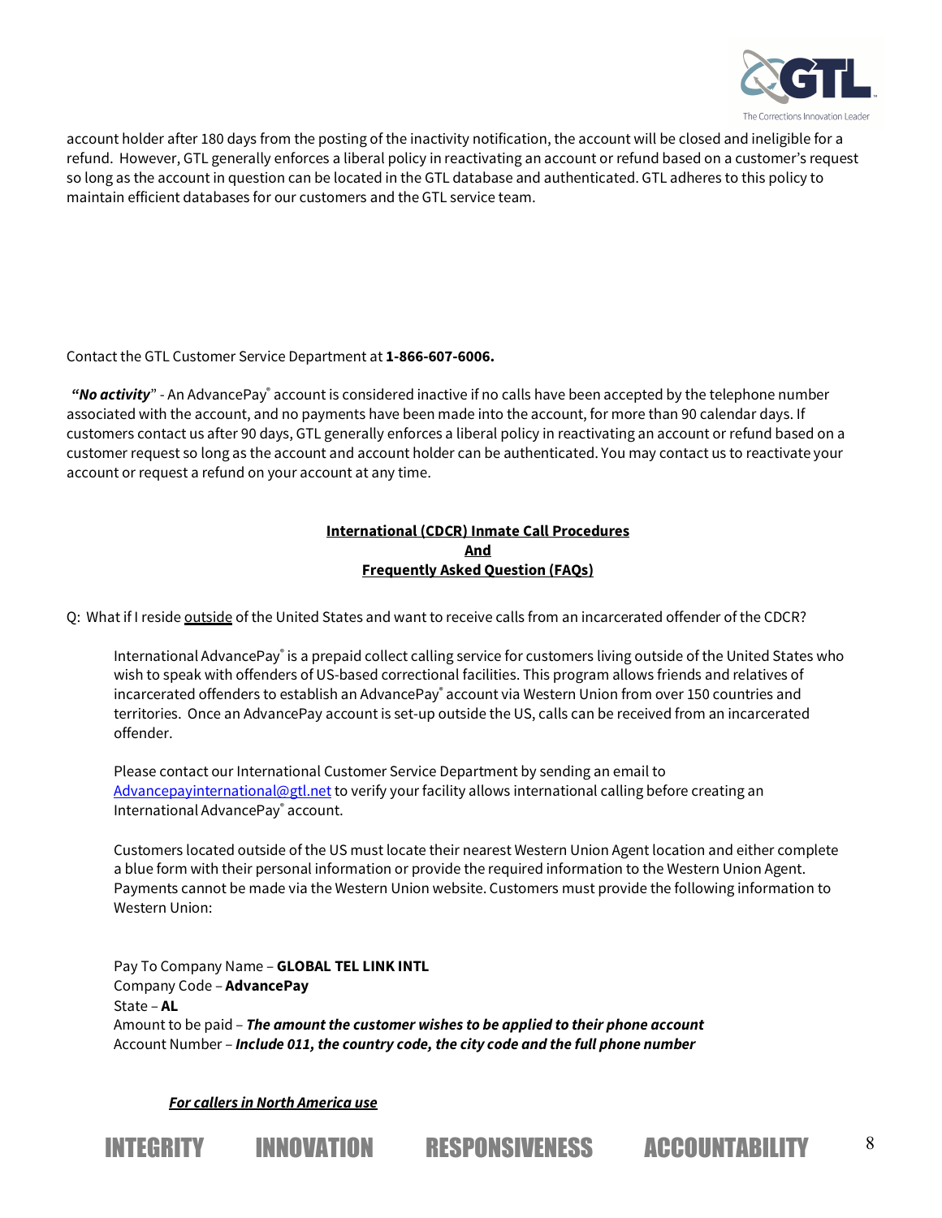account holder after 180 days from the posting of the inactivity notification, the account will be closed and ineligible for a refund. However, GTL generally enforces a liberal policy in reactivating an account or refund based on a customer's request so long as the account in question can be located in the GTL database and authenticated. GTL adheres to this policy to maintain efficient databases for our customers and the GTL service team.

Contact the GTL Customer Service Department at **1-866-607-6006.**

***"No activity***" - An AdvancePay® account is considered inactive if no calls have been accepted by the telephone number associated with the account, and no payments have been made into the account, for more than 90 calendar days. If customers contact us after 90 days, GTL generally enforces a liberal policy in reactivating an account or refund based on a customer request so long as the account and account holder can be authenticated. You may contact us to reactivate your account or request a refund on your account at any time.

## International (CDCR) Inmate Call Procedures And Frequently Asked Question (FAQs)

Q: What if I reside outside of the United States and want to receive calls from an incarcerated offender of the CDCR?

International AdvancePay® is a prepaid collect calling service for customers living outside of the United States who wish to speak with offenders of US-based correctional facilities. This program allows friends and relatives of incarcerated offenders to establish an AdvancePay® account via Western Union from over 150 countries and territories. Once an AdvancePay account is set-up outside the US, calls can be received from an incarcerated offender.

Please contact our International Customer Service Department by sending an email to Advancepayinternational@gtl.net to verify your facility allows international calling before creating an International AdvancePay® account.

Customers located outside of the US must locate their nearest Western Union Agent location and either complete a blue form with their personal information or provide the required information to the Western Union Agent. Payments cannot be made via the Western Union website. Customers must provide the following information to Western Union:

Pay To Company Name – **GLOBAL TEL LINK INTL**
Company Code – **AdvancePay**
State – **AL**
Amount to be paid – ***The amount the customer wishes to be applied to their phone account***
Account Number – ***Include 011, the country code, the city code and the full phone number***

***For callers in North America use***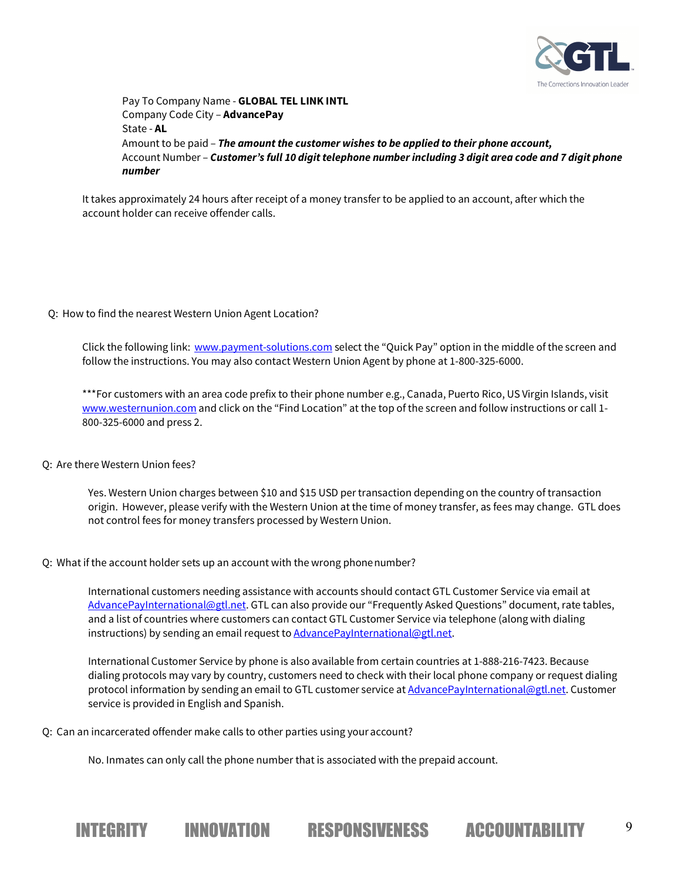Pay To Company Name - **GLOBAL TEL LINK INTL**
Company Code City – **AdvancePay**
State - **AL**
Amount to be paid – ***The amount the customer wishes to be applied to their phone account,***
Account Number – ***Customer's full 10 digit telephone number including 3 digit area code and 7 digit phone number***

It takes approximately 24 hours after receipt of a money transfer to be applied to an account, after which the account holder can receive offender calls.

Q: How to find the nearest Western Union Agent Location?

Click the following link: www.payment-solutions.com select the "Quick Pay" option in the middle of the screen and follow the instructions. You may also contact Western Union Agent by phone at 1-800-325-6000.

***For customers with an area code prefix to their phone number e.g., Canada, Puerto Rico, US Virgin Islands, visit www.westernunion.com and click on the "Find Location" at the top of the screen and follow instructions or call 1-800-325-6000 and press 2.

Q: Are there Western Union fees?

Yes. Western Union charges between $10 and $15 USD per transaction depending on the country of transaction origin. However, please verify with the Western Union at the time of money transfer, as fees may change. GTL does not control fees for money transfers processed by Western Union.

Q: What if the account holder sets up an account with the wrong phone number?

International customers needing assistance with accounts should contact GTL Customer Service via email at AdvancePayInternational@gtl.net. GTL can also provide our "Frequently Asked Questions" document, rate tables, and a list of countries where customers can contact GTL Customer Service via telephone (along with dialing instructions) by sending an email request to AdvancePayInternational@gtl.net.

International Customer Service by phone is also available from certain countries at 1-888-216-7423. Because dialing protocols may vary by country, customers need to check with their local phone company or request dialing protocol information by sending an email to GTL customer service at AdvancePayInternational@gtl.net. Customer service is provided in English and Spanish.

Q: Can an incarcerated offender make calls to other parties using your account?

No. Inmates can only call the phone number that is associated with the prepaid account.